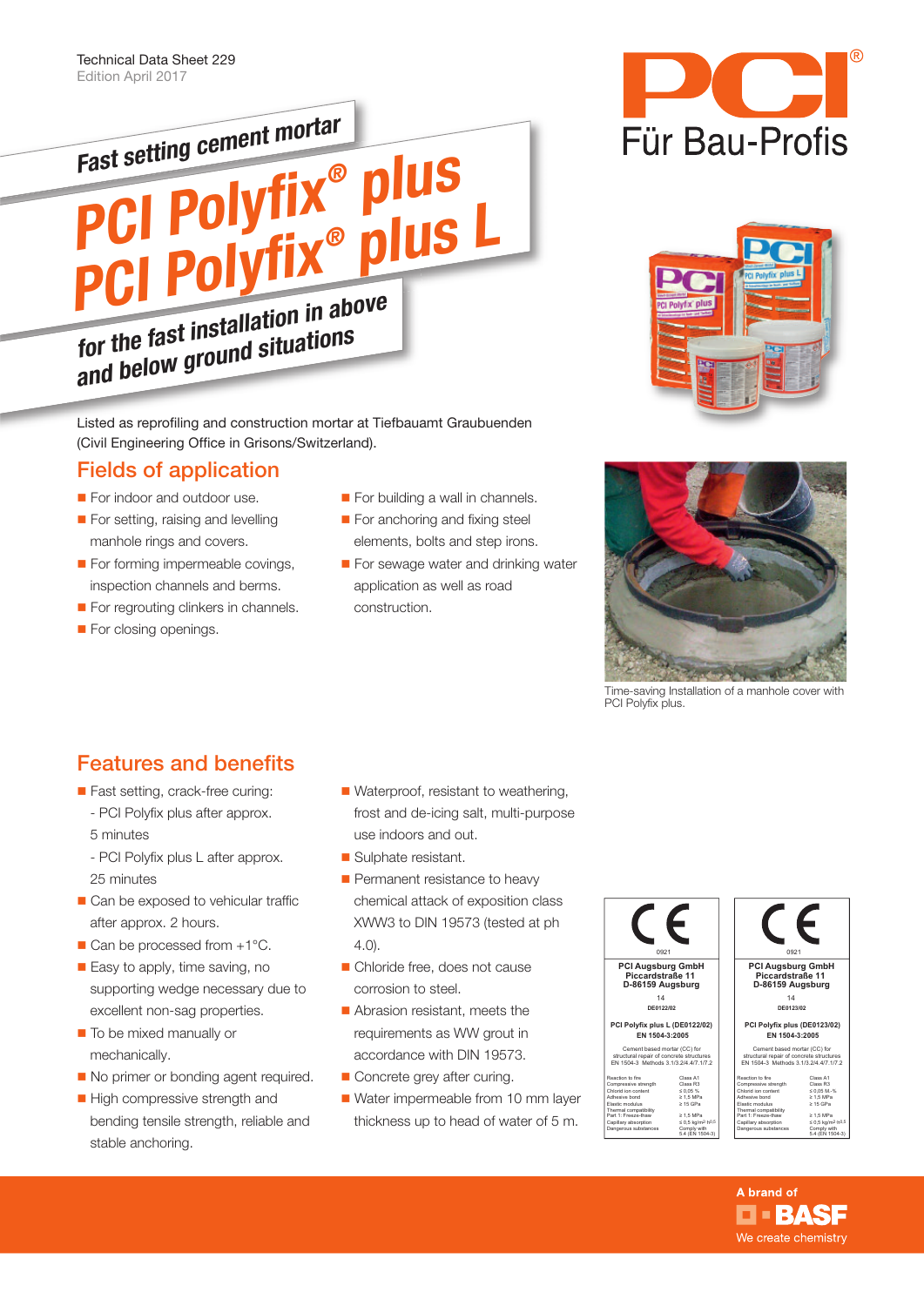Technical Data Sheet 229
Edition April 2017

PCI® Für Bau-Profis

Fast setting cement mortar

# PCI Polyfix® plus PCI Polyfix® plus L

for the fast installation in above and below ground situations

Listed as reprofiling and construction mortar at Tiefbauamt Graubuenden (Civil Engineering Office in Grisons/Switzerland).

## Fields of application

- For indoor and outdoor use.
- For setting, raising and levelling manhole rings and covers.
- For forming impermeable covings, inspection channels and berms.
- For regrouting clinkers in channels.
- For closing openings.
- For building a wall in channels.
- For anchoring and fixing steel elements, bolts and step irons.
- For sewage water and drinking water application as well as road construction.

Time-saving Installation of a manhole cover with PCI Polyfix plus.

## Features and benefits

- Fast setting, crack-free curing:
  - PCI Polyfix plus after approx. 5 minutes
  - PCI Polyfix plus L after approx. 25 minutes
- Can be exposed to vehicular traffic after approx. 2 hours.
- Can be processed from +1°C.
- Easy to apply, time saving, no supporting wedge necessary due to excellent non-sag properties.
- To be mixed manually or mechanically.
- No primer or bonding agent required.
- High compressive strength and bending tensile strength, reliable and stable anchoring.
- Waterproof, resistant to weathering, frost and de-icing salt, multi-purpose use indoors and out.
- Sulphate resistant.
- Permanent resistance to heavy chemical attack of exposition class XWW3 to DIN 19573 (tested at ph 4.0).
- Chloride free, does not cause corrosion to steel.
- Abrasion resistant, meets the requirements as WW grout in accordance with DIN 19573.
- Concrete grey after curing.
- Water impermeable from 10 mm layer thickness up to head of water of 5 m.

CE 0921
PCI Augsburg GmbH
Piccardstraße 11
D-86159 Augsburg
14
DE0122/02

PCI Polyfix plus L (DE0122/02)
EN 1504-3:2005

Cement based mortar (CC) for structural repair of concrete structures
EN 1504-3 Methods 3.1/3.2/4.4/7.1/7.2

| | |
|---|---|
| Reaction to fire | Class A1 |
| Compressive strength | Class R3 |
| Chlorid ion content | ≤ 0,05 % |
| Adhesive bond | ≥ 1,5 MPa |
| Elastic modulus | ≥ 15 GPa |
| Thermal compatibility Part 1: Freeze-thaw | ≥ 1,5 MPa |
| Capillary absorption | ≤ 0,5 kg/m²·h^0,5 |
| Dangerous substances | Comply with 5.4 (EN 1504-3) |

CE 0921
PCI Augsburg GmbH
Piccardstraße 11
D-86159 Augsburg
14
DE0123/02

PCI Polyfix plus (DE0123/02)
EN 1504-3:2005

Cement based mortar (CC) for structural repair of concrete structures
EN 1504-3 Methods 3.1/3.2/4.4/7.1/7.2

| | |
|---|---|
| Reaction to fire | Class A1 |
| Compressive strength | Class R3 |
| Chlorid ion content | ≤ 0,05 M.-% |
| Adhesive bond | ≥ 1,5 MPa |
| Elastic modulus | ≥ 15 GPa |
| Thermal compatibility Part 1: Freeze-thaw | ≥ 1,5 MPa |
| Capillary absorption | ≤ 0,5 kg/m²·h^0,5 |
| Dangerous substances | Comply with 5.4 (EN 1504-3) |

A brand of BASF
We create chemistry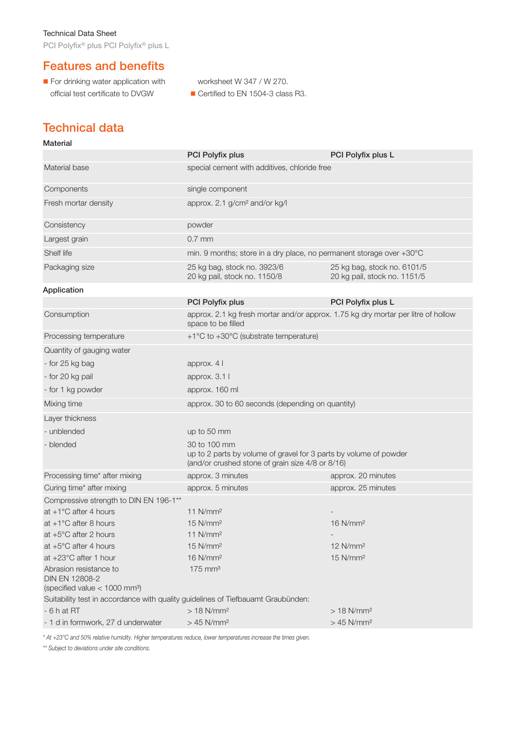## Features and benefits

- For drinking water application with official test certificate to DVGW worksheet W 347 / W 270.
- Certified to EN 1504-3 class R3.

## Technical data

### Material

| | PCI Polyfix plus | PCI Polyfix plus L |
|---|---|---|
| Material base | special cement with additives, chloride free | |
| Components | single component | |
| Fresh mortar density | approx. 2.1 g/cm² and/or kg/l | |
| Consistency | powder | |
| Largest grain | 0.7 mm | |
| Shelf life | min. 9 months; store in a dry place, no permanent storage over +30°C | |
| Packaging size | 25 kg bag, stock no. 3923/6<br>20 kg pail, stock no. 1150/8 | 25 kg bag, stock no. 6101/5<br>20 kg pail, stock no. 1151/5 |

### Application

| | PCI Polyfix plus | PCI Polyfix plus L |
|---|---|---|
| Consumption | approx. 2.1 kg fresh mortar and/or approx. 1.75 kg dry mortar per litre of hollow space to be filled | |
| Processing temperature | +1°C to +30°C (substrate temperature) | |
| Quantity of gauging water | | |
| - for 25 kg bag | approx. 4 l | |
| - for 20 kg pail | approx. 3.1 l | |
| - for 1 kg powder | approx. 160 ml | |
| Mixing time | approx. 30 to 60 seconds (depending on quantity) | |
| Layer thickness | | |
| - unblended | up to 50 mm | |
| - blended | 30 to 100 mm<br>up to 2 parts by volume of gravel for 3 parts by volume of powder (and/or crushed stone of grain size 4/8 or 8/16) | |
| Processing time* after mixing | approx. 3 minutes | approx. 20 minutes |
| Curing time* after mixing | approx. 5 minutes | approx. 25 minutes |
| Compressive strength to DIN EN 196-1** | | |
| at +1°C after 4 hours | 11 N/mm² | - |
| at +1°C after 8 hours | 15 N/mm² | 16 N/mm² |
| at +5°C after 2 hours | 11 N/mm² | - |
| at +5°C after 4 hours | 15 N/mm² | 12 N/mm² |
| at +23°C after 1 hour | 16 N/mm² | 15 N/mm² |
| Abrasion resistance to DIN EN 12808-2 (specified value < 1000 mm³) | 175 mm³ | |
| Suitability test in accordance with quality guidelines of Tiefbauamt Graubünden: | | |
| - 6 h at RT | > 18 N/mm² | > 18 N/mm² |
| - 1 d in formwork, 27 d underwater | > 45 N/mm² | > 45 N/mm² |

*\* At +23°C and 50% relative humidity. Higher temperatures reduce, lower temperatures increase the times given.*

*\*\* Subject to deviations under site conditions.*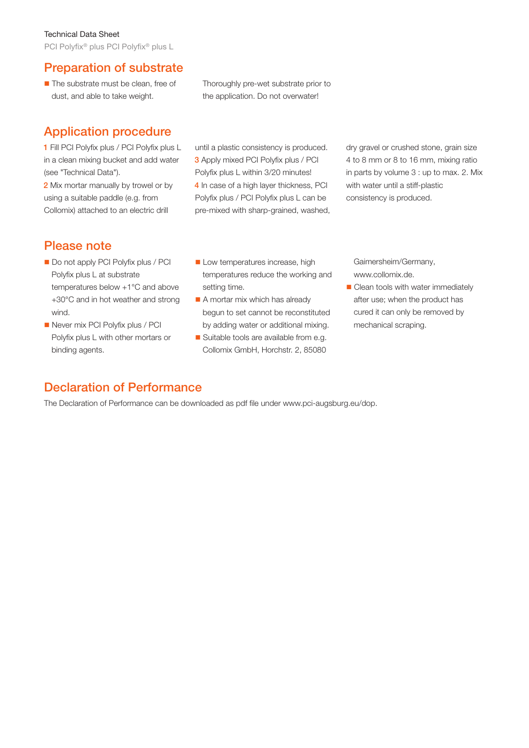## Preparation of substrate

- The substrate must be clean, free of dust, and able to take weight. Thoroughly pre-wet substrate prior to the application. Do not overwater!

## Application procedure

**1** Fill PCI Polyfix plus / PCI Polyfix plus L in a clean mixing bucket and add water (see "Technical Data").

**2** Mix mortar manually by trowel or by using a suitable paddle (e.g. from Collomix) attached to an electric drill until a plastic consistency is produced.

**3** Apply mixed PCI Polyfix plus / PCI Polyfix plus L within 3/20 minutes!

**4** In case of a high layer thickness, PCI Polyfix plus / PCI Polyfix plus L can be pre-mixed with sharp-grained, washed, dry gravel or crushed stone, grain size 4 to 8 mm or 8 to 16 mm, mixing ratio in parts by volume 3 : up to max. 2. Mix with water until a stiff-plastic consistency is produced.

## Please note

- Do not apply PCI Polyfix plus / PCI Polyfix plus L at substrate temperatures below +1°C and above +30°C and in hot weather and strong wind.
- Never mix PCI Polyfix plus / PCI Polyfix plus L with other mortars or binding agents.
- Low temperatures increase, high temperatures reduce the working and setting time.
- A mortar mix which has already begun to set cannot be reconstituted by adding water or additional mixing.
- Suitable tools are available from e.g. Collomix GmbH, Horchstr. 2, 85080 Gaimersheim/Germany, www.collomix.de.
- Clean tools with water immediately after use; when the product has cured it can only be removed by mechanical scraping.

## Declaration of Performance

The Declaration of Performance can be downloaded as pdf file under www.pci-augsburg.eu/dop.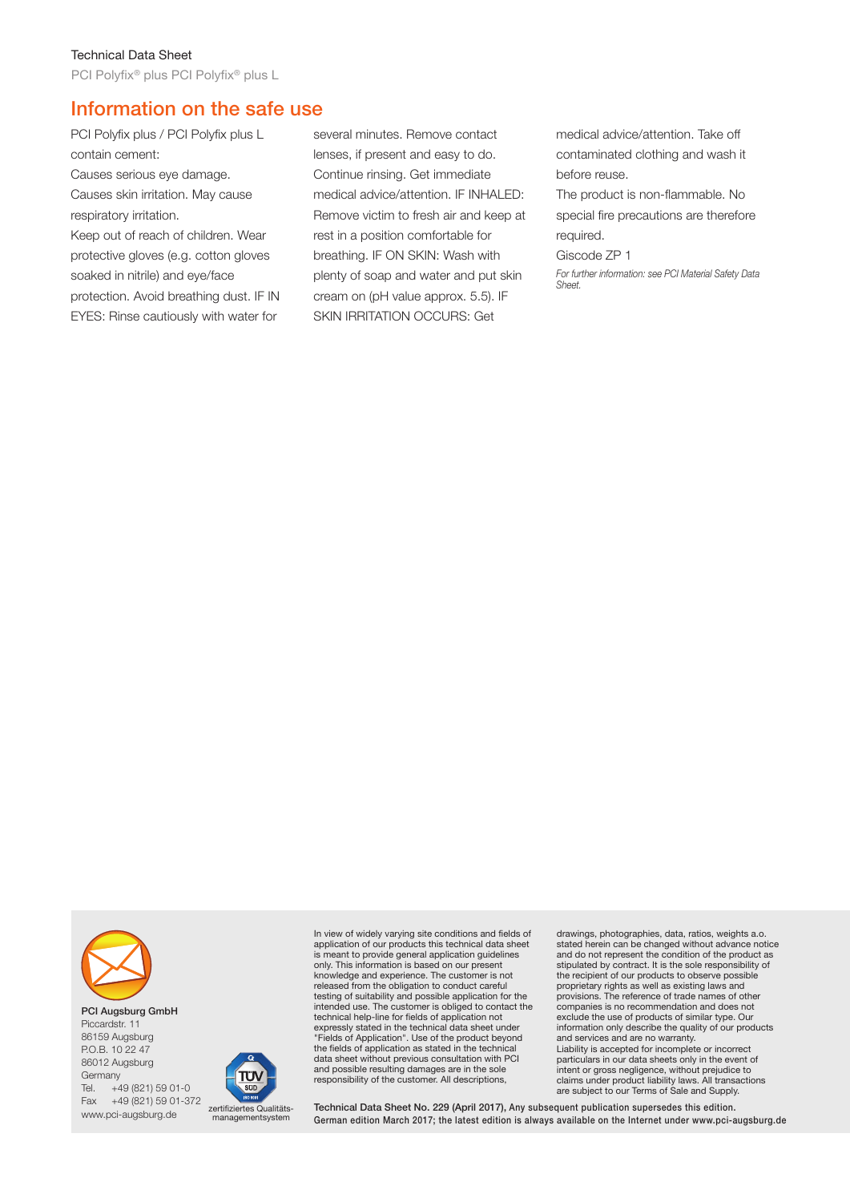## Information on the safe use

PCI Polyfix plus / PCI Polyfix plus L contain cement:
Causes serious eye damage.
Causes skin irritation. May cause respiratory irritation.
Keep out of reach of children. Wear protective gloves (e.g. cotton gloves soaked in nitrile) and eye/face protection. Avoid breathing dust. IF IN EYES: Rinse cautiously with water for several minutes. Remove contact lenses, if present and easy to do. Continue rinsing. Get immediate medical advice/attention. IF INHALED: Remove victim to fresh air and keep at rest in a position comfortable for breathing. IF ON SKIN: Wash with plenty of soap and water and put skin cream on (pH value approx. 5.5). IF SKIN IRRITATION OCCURS: Get medical advice/attention. Take off contaminated clothing and wash it before reuse.
The product is non-flammable. No special fire precautions are therefore required.
Giscode ZP 1

*For further information: see PCI Material Safety Data Sheet.*

**PCI Augsburg GmbH**
Piccardstr. 11
86159 Augsburg
P.O.B. 10 22 47
86012 Augsburg
Germany
Tel. +49 (821) 59 01-0
Fax +49 (821) 59 01-372
www.pci-augsburg.de

zertifiziertes Qualitäts-managementsystem

In view of widely varying site conditions and fields of application of our products this technical data sheet is meant to provide general application guidelines only. This information is based on our present knowledge and experience. The customer is not released from the obligation to conduct careful testing of suitability and possible application for the intended use. The customer is obliged to contact the technical help-line for fields of application not expressly stated in the technical data sheet under "Fields of Application". Use of the product beyond the fields of application as stated in the technical data sheet without previous consultation with PCI and possible resulting damages are in the sole responsibility of the customer. All descriptions, drawings, photographies, data, ratios, weights a.o. stated herein can be changed without advance notice and do not represent the condition of the product as stipulated by contract. It is the sole responsibility of the recipient of our products to observe possible proprietary rights as well as existing laws and provisions. The reference of trade names of other companies is no recommendation and does not exclude the use of products of similar type. Our information only describe the quality of our products and services and are no warranty.
Liability is accepted for incomplete or incorrect particulars in our data sheets only in the event of intent or gross negligence, without prejudice to claims under product liability laws. All transactions are subject to our Terms of Sale and Supply.

**Technical Data Sheet No. 229 (April 2017),** Any subsequent publication supersedes this edition.
German edition March 2017; the latest edition is always available on the Internet under www.pci-augsburg.de